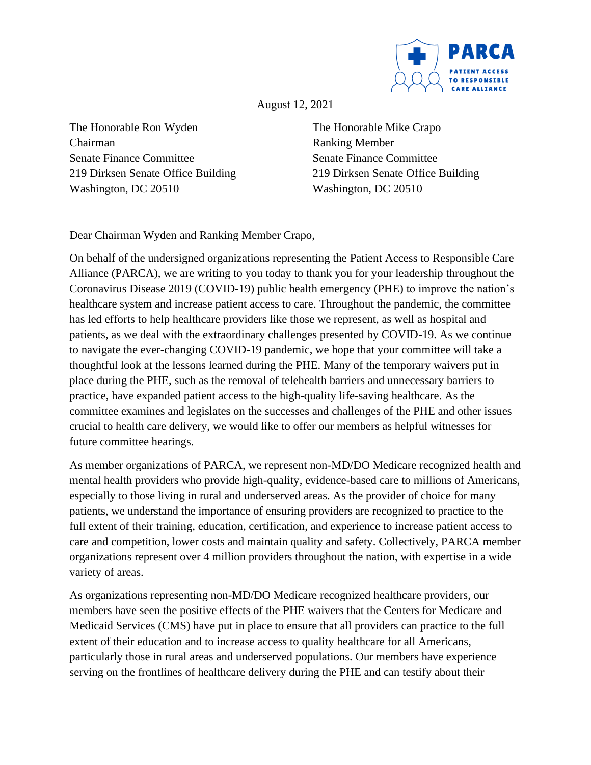PARCA

PATIENT ACCESS TO RESPONSIBLE CARE ALLIANCE

August 12, 2021

The Honorable Ron Wyden
Chairman
Senate Finance Committee
219 Dirksen Senate Office Building
Washington, DC 20510

The Honorable Mike Crapo
Ranking Member
Senate Finance Committee
219 Dirksen Senate Office Building
Washington, DC 20510

Dear Chairman Wyden and Ranking Member Crapo,

On behalf of the undersigned organizations representing the Patient Access to Responsible Care Alliance (PARCA), we are writing to you today to thank you for your leadership throughout the Coronavirus Disease 2019 (COVID-19) public health emergency (PHE) to improve the nation's healthcare system and increase patient access to care. Throughout the pandemic, the committee has led efforts to help healthcare providers like those we represent, as well as hospital and patients, as we deal with the extraordinary challenges presented by COVID-19. As we continue to navigate the ever-changing COVID-19 pandemic, we hope that your committee will take a thoughtful look at the lessons learned during the PHE. Many of the temporary waivers put in place during the PHE, such as the removal of telehealth barriers and unnecessary barriers to practice, have expanded patient access to the high-quality life-saving healthcare. As the committee examines and legislates on the successes and challenges of the PHE and other issues crucial to health care delivery, we would like to offer our members as helpful witnesses for future committee hearings.

As member organizations of PARCA, we represent non-MD/DO Medicare recognized health and mental health providers who provide high-quality, evidence-based care to millions of Americans, especially to those living in rural and underserved areas. As the provider of choice for many patients, we understand the importance of ensuring providers are recognized to practice to the full extent of their training, education, certification, and experience to increase patient access to care and competition, lower costs and maintain quality and safety. Collectively, PARCA member organizations represent over 4 million providers throughout the nation, with expertise in a wide variety of areas.

As organizations representing non-MD/DO Medicare recognized healthcare providers, our members have seen the positive effects of the PHE waivers that the Centers for Medicare and Medicaid Services (CMS) have put in place to ensure that all providers can practice to the full extent of their education and to increase access to quality healthcare for all Americans, particularly those in rural areas and underserved populations. Our members have experience serving on the frontlines of healthcare delivery during the PHE and can testify about their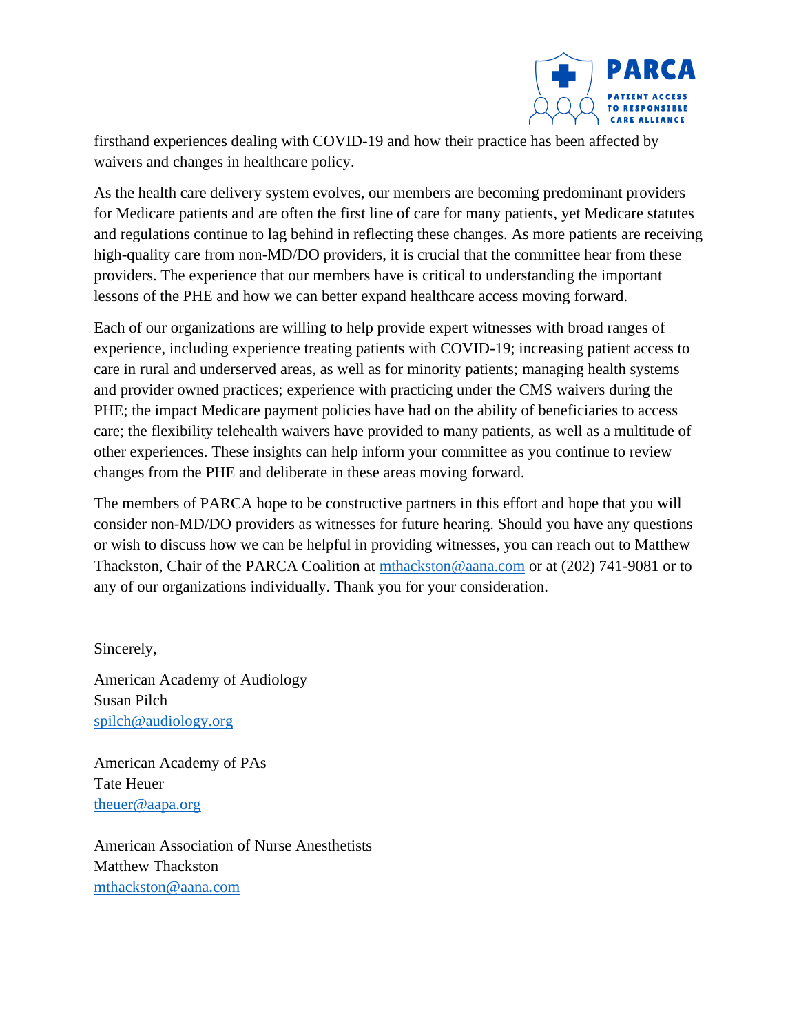firsthand experiences dealing with COVID-19 and how their practice has been affected by waivers and changes in healthcare policy.

As the health care delivery system evolves, our members are becoming predominant providers for Medicare patients and are often the first line of care for many patients, yet Medicare statutes and regulations continue to lag behind in reflecting these changes. As more patients are receiving high-quality care from non-MD/DO providers, it is crucial that the committee hear from these providers. The experience that our members have is critical to understanding the important lessons of the PHE and how we can better expand healthcare access moving forward.

Each of our organizations are willing to help provide expert witnesses with broad ranges of experience, including experience treating patients with COVID-19; increasing patient access to care in rural and underserved areas, as well as for minority patients; managing health systems and provider owned practices; experience with practicing under the CMS waivers during the PHE; the impact Medicare payment policies have had on the ability of beneficiaries to access care; the flexibility telehealth waivers have provided to many patients, as well as a multitude of other experiences. These insights can help inform your committee as you continue to review changes from the PHE and deliberate in these areas moving forward.

The members of PARCA hope to be constructive partners in this effort and hope that you will consider non-MD/DO providers as witnesses for future hearing. Should you have any questions or wish to discuss how we can be helpful in providing witnesses, you can reach out to Matthew Thackston, Chair of the PARCA Coalition at mthackston@aana.com or at (202) 741-9081 or to any of our organizations individually. Thank you for your consideration.

Sincerely,

American Academy of Audiology
Susan Pilch
spilch@audiology.org

American Academy of PAs
Tate Heuer
theuer@aapa.org

American Association of Nurse Anesthetists
Matthew Thackston
mthackston@aana.com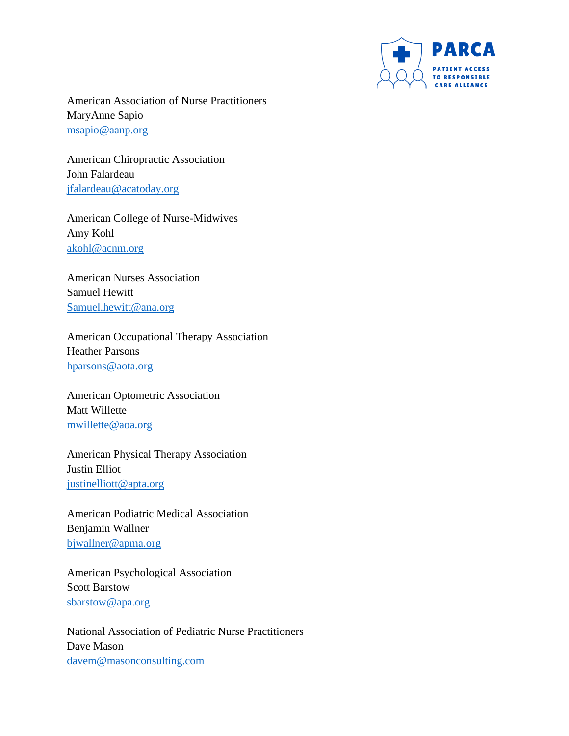American Association of Nurse Practitioners
MaryAnne Sapio
msapio@aanp.org

American Chiropractic Association
John Falardeau
jfalardeau@acatoday.org

American College of Nurse-Midwives
Amy Kohl
akohl@acnm.org

American Nurses Association
Samuel Hewitt
Samuel.hewitt@ana.org

American Occupational Therapy Association
Heather Parsons
hparsons@aota.org

American Optometric Association
Matt Willette
mwillette@aoa.org

American Physical Therapy Association
Justin Elliot
justinelliott@apta.org

American Podiatric Medical Association
Benjamin Wallner
bjwallner@apma.org

American Psychological Association
Scott Barstow
sbarstow@apa.org

National Association of Pediatric Nurse Practitioners
Dave Mason
davem@masonconsulting.com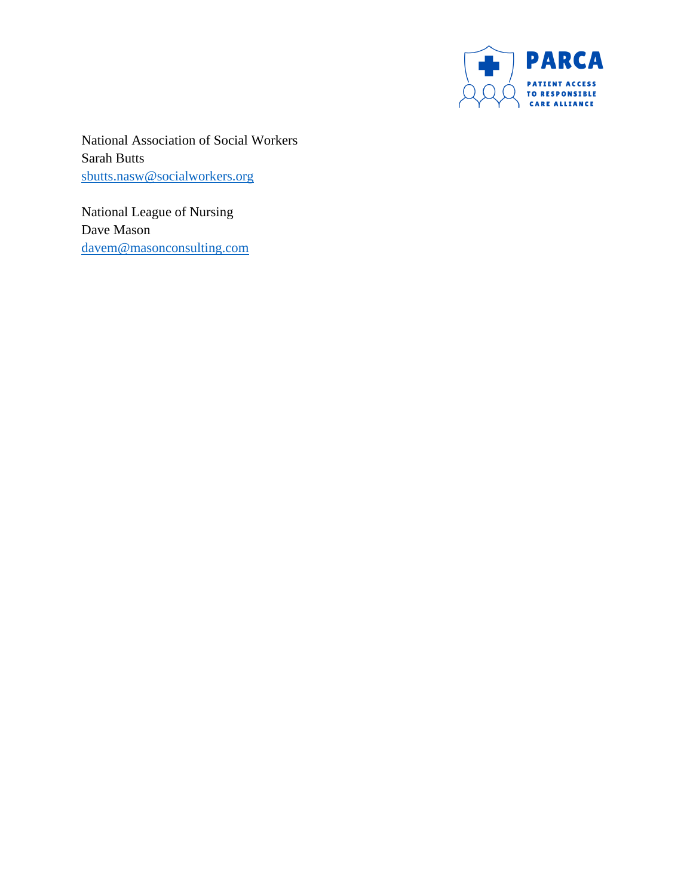National Association of Social Workers
Sarah Butts
sbutts.nasw@socialworkers.org

National League of Nursing
Dave Mason
davem@masonconsulting.com